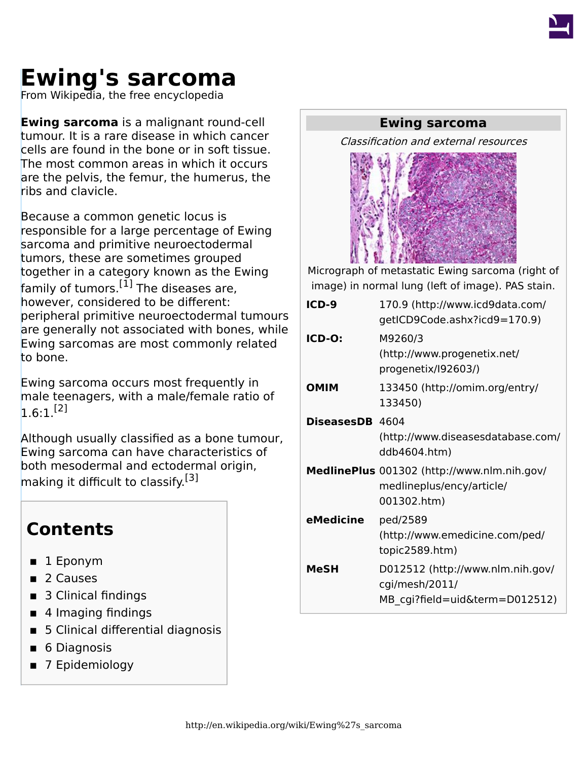# Ewing's sarcoma

From Wikipedia, the free encyclopedia

**Ewing sarcoma** is a malignant round-cell tumour. It is a rare disease in which cancer cells are found in the bone or in soft tissue. The most common areas in which it occurs are the pelvis, the femur, the humerus, the ribs and clavicle.

Because a common genetic locus is responsible for a large percentage of Ewing sarcoma and primitive neuroectodermal tumors, these are sometimes grouped together in a category known as the Ewing family of tumors.[1] The diseases are, however, considered to be different: peripheral primitive neuroectodermal tumours are generally not associated with bones, while Ewing sarcomas are most commonly related to bone.

Ewing sarcoma occurs most frequently in male teenagers, with a male/female ratio of 1.6:1.[2]

Although usually classified as a bone tumour, Ewing sarcoma can have characteristics of both mesodermal and ectodermal origin, making it difficult to classify.[3]

| Ewing sarcoma | |
|---|---|
| *Classification and external resources* | |
| Micrograph of metastatic Ewing sarcoma (right of image) in normal lung (left of image). PAS stain. | |
| **ICD-9** | 170.9 (http://www.icd9data.com/getICD9Code.ashx?icd9=170.9) |
| **ICD-O:** | M9260/3 (http://www.progenetix.net/progenetix/I92603/) |
| **OMIM** | 133450 (http://omim.org/entry/133450) |
| **DiseasesDB** | 4604 (http://www.diseasesdatabase.com/ddb4604.htm) |
| **MedlinePlus** | 001302 (http://www.nlm.nih.gov/medlineplus/ency/article/001302.htm) |
| **eMedicine** | ped/2589 (http://www.emedicine.com/ped/topic2589.htm) |
| **MeSH** | D012512 (http://www.nlm.nih.gov/cgi/mesh/2011/MB_cgi?field=uid&term=D012512) |

## Contents

- 1 Eponym
- 2 Causes
- 3 Clinical findings
- 4 Imaging findings
- 5 Clinical differential diagnosis
- 6 Diagnosis
- 7 Epidemiology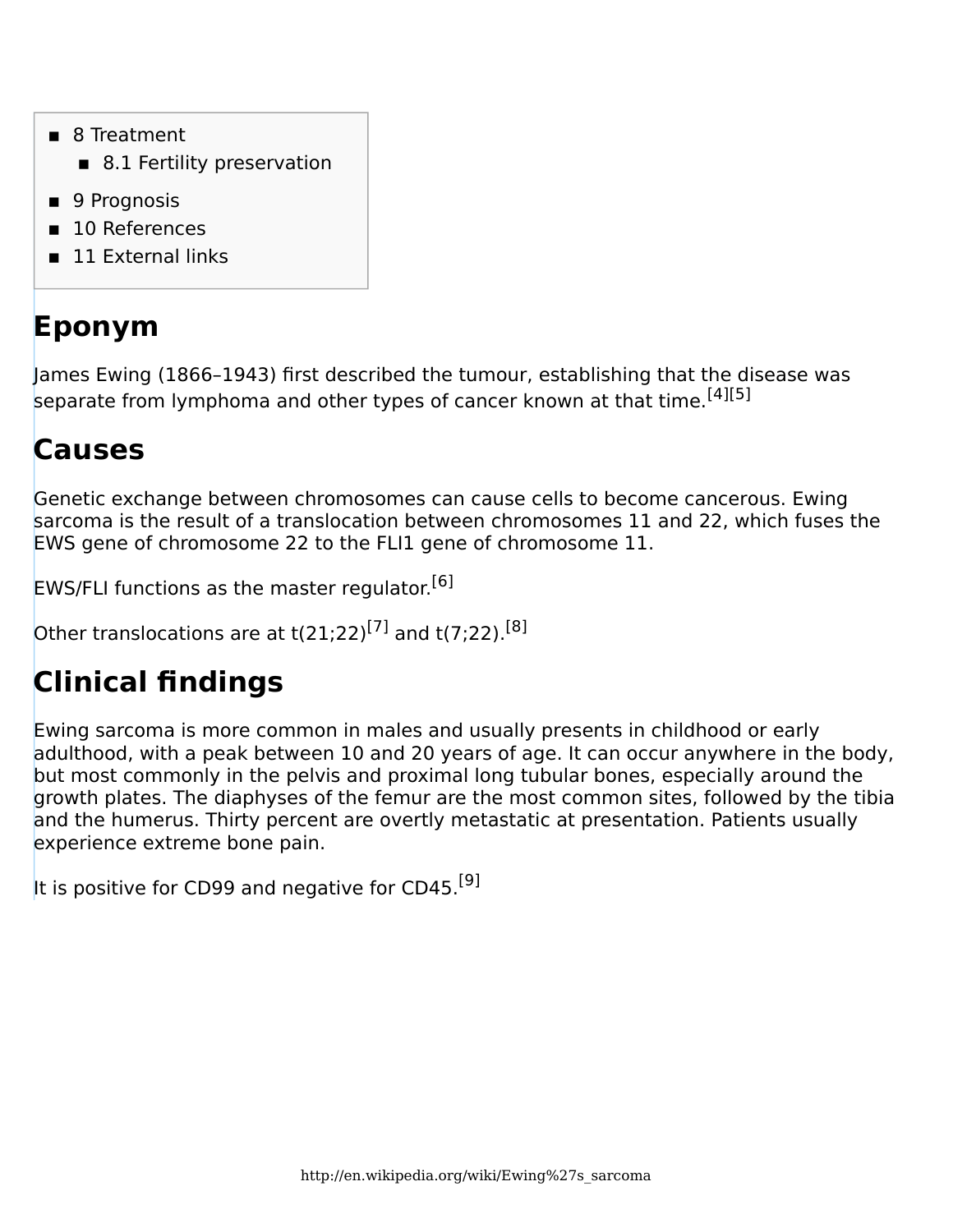- 8 Treatment
  - 8.1 Fertility preservation
- 9 Prognosis
- 10 References
- 11 External links

## Eponym

James Ewing (1866–1943) first described the tumour, establishing that the disease was separate from lymphoma and other types of cancer known at that time.[4][5]

## Causes

Genetic exchange between chromosomes can cause cells to become cancerous. Ewing sarcoma is the result of a translocation between chromosomes 11 and 22, which fuses the EWS gene of chromosome 22 to the FLI1 gene of chromosome 11.

EWS/FLI functions as the master regulator.[6]

Other translocations are at t(21;22)[7] and t(7;22).[8]

## Clinical findings

Ewing sarcoma is more common in males and usually presents in childhood or early adulthood, with a peak between 10 and 20 years of age. It can occur anywhere in the body, but most commonly in the pelvis and proximal long tubular bones, especially around the growth plates. The diaphyses of the femur are the most common sites, followed by the tibia and the humerus. Thirty percent are overtly metastatic at presentation. Patients usually experience extreme bone pain.

It is positive for CD99 and negative for CD45.[9]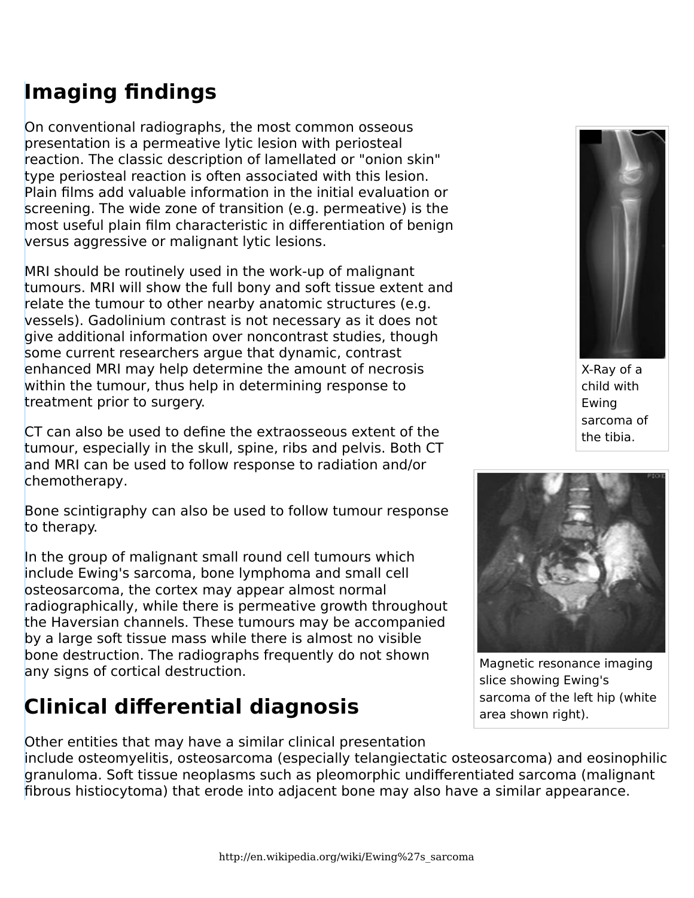## Imaging findings

On conventional radiographs, the most common osseous presentation is a permeative lytic lesion with periosteal reaction. The classic description of lamellated or "onion skin" type periosteal reaction is often associated with this lesion. Plain films add valuable information in the initial evaluation or screening. The wide zone of transition (e.g. permeative) is the most useful plain film characteristic in differentiation of benign versus aggressive or malignant lytic lesions.

MRI should be routinely used in the work-up of malignant tumours. MRI will show the full bony and soft tissue extent and relate the tumour to other nearby anatomic structures (e.g. vessels). Gadolinium contrast is not necessary as it does not give additional information over noncontrast studies, though some current researchers argue that dynamic, contrast enhanced MRI may help determine the amount of necrosis within the tumour, thus help in determining response to treatment prior to surgery.

CT can also be used to define the extraosseous extent of the tumour, especially in the skull, spine, ribs and pelvis. Both CT and MRI can be used to follow response to radiation and/or chemotherapy.

Bone scintigraphy can also be used to follow tumour response to therapy.

In the group of malignant small round cell tumours which include Ewing's sarcoma, bone lymphoma and small cell osteosarcoma, the cortex may appear almost normal radiographically, while there is permeative growth throughout the Haversian channels. These tumours may be accompanied by a large soft tissue mass while there is almost no visible bone destruction. The radiographs frequently do not shown any signs of cortical destruction.

X-Ray of a child with Ewing sarcoma of the tibia.

Magnetic resonance imaging slice showing Ewing's sarcoma of the left hip (white area shown right).

## Clinical differential diagnosis

Other entities that may have a similar clinical presentation include osteomyelitis, osteosarcoma (especially telangiectatic osteosarcoma) and eosinophilic granuloma. Soft tissue neoplasms such as pleomorphic undifferentiated sarcoma (malignant fibrous histiocytoma) that erode into adjacent bone may also have a similar appearance.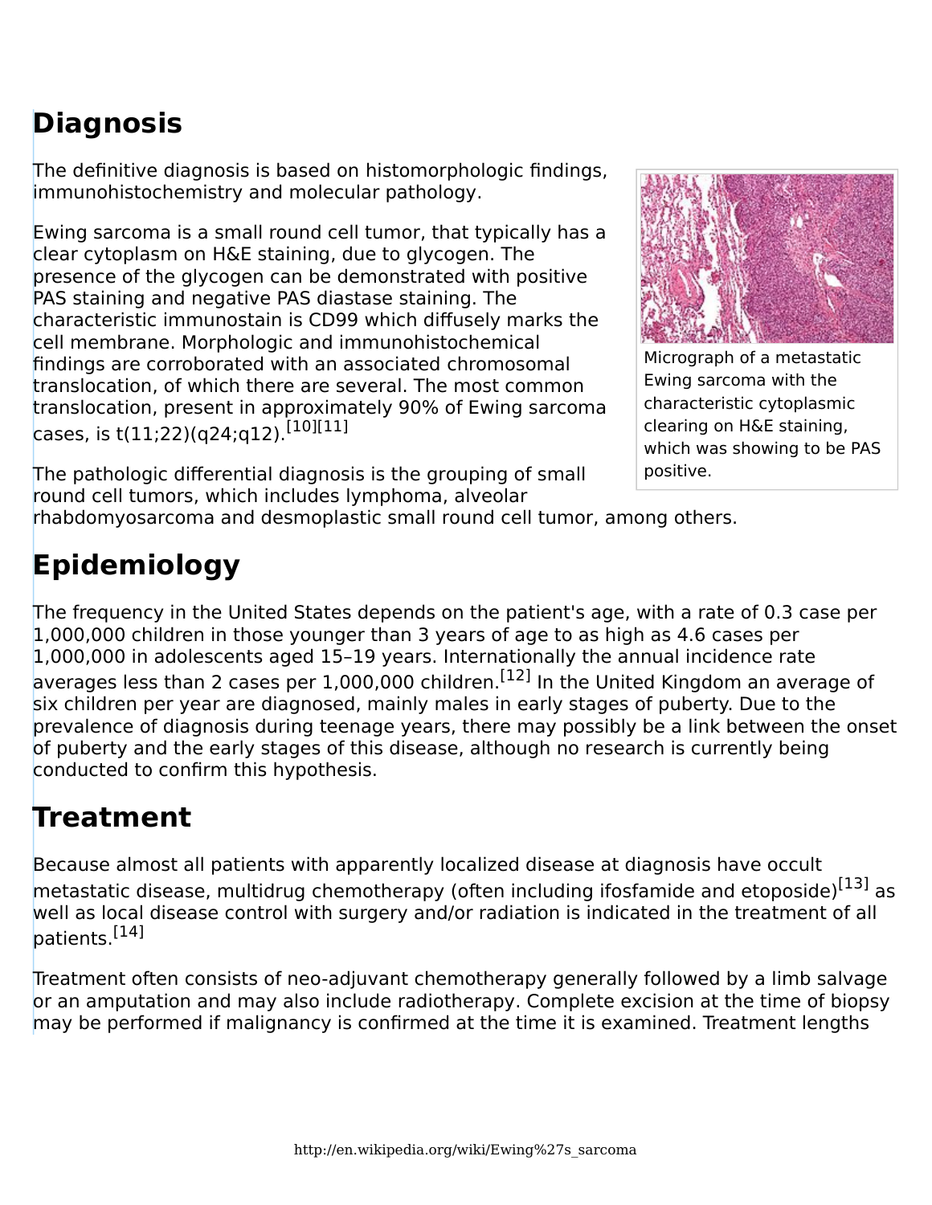## Diagnosis

The definitive diagnosis is based on histomorphologic findings, immunohistochemistry and molecular pathology.

Ewing sarcoma is a small round cell tumor, that typically has a clear cytoplasm on H&E staining, due to glycogen. The presence of the glycogen can be demonstrated with positive PAS staining and negative PAS diastase staining. The characteristic immunostain is CD99 which diffusely marks the cell membrane. Morphologic and immunohistochemical findings are corroborated with an associated chromosomal translocation, of which there are several. The most common translocation, present in approximately 90% of Ewing sarcoma cases, is t(11;22)(q24;q12).[10][11]

Micrograph of a metastatic Ewing sarcoma with the characteristic cytoplasmic clearing on H&E staining, which was showing to be PAS positive.

The pathologic differential diagnosis is the grouping of small round cell tumors, which includes lymphoma, alveolar rhabdomyosarcoma and desmoplastic small round cell tumor, among others.

## Epidemiology

The frequency in the United States depends on the patient's age, with a rate of 0.3 case per 1,000,000 children in those younger than 3 years of age to as high as 4.6 cases per 1,000,000 in adolescents aged 15–19 years. Internationally the annual incidence rate averages less than 2 cases per 1,000,000 children.[12] In the United Kingdom an average of six children per year are diagnosed, mainly males in early stages of puberty. Due to the prevalence of diagnosis during teenage years, there may possibly be a link between the onset of puberty and the early stages of this disease, although no research is currently being conducted to confirm this hypothesis.

## Treatment

Because almost all patients with apparently localized disease at diagnosis have occult metastatic disease, multidrug chemotherapy (often including ifosfamide and etoposide)[13] as well as local disease control with surgery and/or radiation is indicated in the treatment of all patients.[14]

Treatment often consists of neo-adjuvant chemotherapy generally followed by a limb salvage or an amputation and may also include radiotherapy. Complete excision at the time of biopsy may be performed if malignancy is confirmed at the time it is examined. Treatment lengths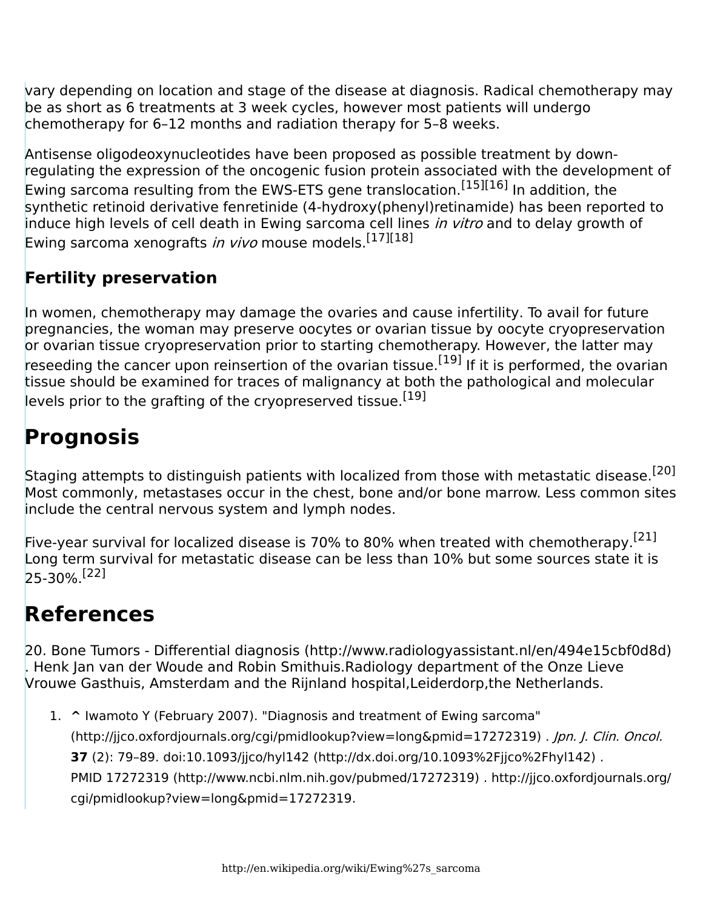vary depending on location and stage of the disease at diagnosis. Radical chemotherapy may be as short as 6 treatments at 3 week cycles, however most patients will undergo chemotherapy for 6–12 months and radiation therapy for 5–8 weeks.

Antisense oligodeoxynucleotides have been proposed as possible treatment by down-regulating the expression of the oncogenic fusion protein associated with the development of Ewing sarcoma resulting from the EWS-ETS gene translocation.[15][16] In addition, the synthetic retinoid derivative fenretinide (4-hydroxy(phenyl)retinamide) has been reported to induce high levels of cell death in Ewing sarcoma cell lines *in vitro* and to delay growth of Ewing sarcoma xenografts *in vivo* mouse models.[17][18]

### Fertility preservation

In women, chemotherapy may damage the ovaries and cause infertility. To avail for future pregnancies, the woman may preserve oocytes or ovarian tissue by oocyte cryopreservation or ovarian tissue cryopreservation prior to starting chemotherapy. However, the latter may reseeding the cancer upon reinsertion of the ovarian tissue.[19] If it is performed, the ovarian tissue should be examined for traces of malignancy at both the pathological and molecular levels prior to the grafting of the cryopreserved tissue.[19]

## Prognosis

Staging attempts to distinguish patients with localized from those with metastatic disease.[20] Most commonly, metastases occur in the chest, bone and/or bone marrow. Less common sites include the central nervous system and lymph nodes.

Five-year survival for localized disease is 70% to 80% when treated with chemotherapy.[21] Long term survival for metastatic disease can be less than 10% but some sources state it is 25-30%.[22]

## References

20. Bone Tumors - Differential diagnosis (http://www.radiologyassistant.nl/en/494e15cbf0d8d) . Henk Jan van der Woude and Robin Smithuis.Radiology department of the Onze Lieve Vrouwe Gasthuis, Amsterdam and the Rijnland hospital,Leiderdorp,the Netherlands.

1. ^ Iwamoto Y (February 2007). "Diagnosis and treatment of Ewing sarcoma" (http://jjco.oxfordjournals.org/cgi/pmidlookup?view=long&pmid=17272319) . *Jpn. J. Clin. Oncol.* **37** (2): 79–89. doi:10.1093/jjco/hyl142 (http://dx.doi.org/10.1093%2Fjjco%2Fhyl142) . PMID 17272319 (http://www.ncbi.nlm.nih.gov/pubmed/17272319) . http://jjco.oxfordjournals.org/cgi/pmidlookup?view=long&pmid=17272319.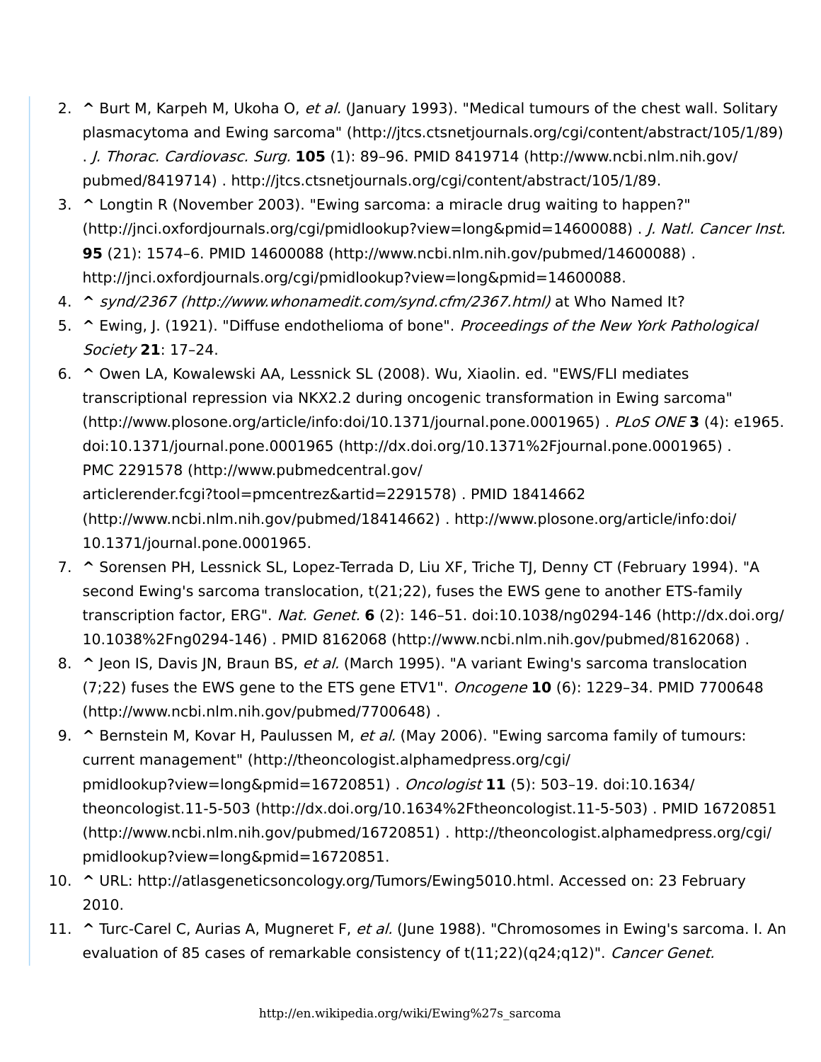2. ^ Burt M, Karpeh M, Ukoha O, *et al.* (January 1993). "Medical tumours of the chest wall. Solitary plasmacytoma and Ewing sarcoma" (http://jtcs.ctsnetjournals.org/cgi/content/abstract/105/1/89) . *J. Thorac. Cardiovasc. Surg.* **105** (1): 89–96. PMID 8419714 (http://www.ncbi.nlm.nih.gov/pubmed/8419714) . http://jtcs.ctsnetjournals.org/cgi/content/abstract/105/1/89.
3. ^ Longtin R (November 2003). "Ewing sarcoma: a miracle drug waiting to happen?" (http://jnci.oxfordjournals.org/cgi/pmidlookup?view=long&pmid=14600088) . *J. Natl. Cancer Inst.* **95** (21): 1574–6. PMID 14600088 (http://www.ncbi.nlm.nih.gov/pubmed/14600088) . http://jnci.oxfordjournals.org/cgi/pmidlookup?view=long&pmid=14600088.
4. ^ *synd/2367 (http://www.whonamedit.com/synd.cfm/2367.html)* at Who Named It?
5. ^ Ewing, J. (1921). "Diffuse endothelioma of bone". *Proceedings of the New York Pathological Society* **21**: 17–24.
6. ^ Owen LA, Kowalewski AA, Lessnick SL (2008). Wu, Xiaolin. ed. "EWS/FLI mediates transcriptional repression via NKX2.2 during oncogenic transformation in Ewing sarcoma" (http://www.plosone.org/article/info:doi/10.1371/journal.pone.0001965) . *PLoS ONE* **3** (4): e1965. doi:10.1371/journal.pone.0001965 (http://dx.doi.org/10.1371%2Fjournal.pone.0001965) . PMC 2291578 (http://www.pubmedcentral.gov/articlerender.fcgi?tool=pmcentrez&artid=2291578) . PMID 18414662 (http://www.ncbi.nlm.nih.gov/pubmed/18414662) . http://www.plosone.org/article/info:doi/10.1371/journal.pone.0001965.
7. ^ Sorensen PH, Lessnick SL, Lopez-Terrada D, Liu XF, Triche TJ, Denny CT (February 1994). "A second Ewing's sarcoma translocation, t(21;22), fuses the EWS gene to another ETS-family transcription factor, ERG". *Nat. Genet.* **6** (2): 146–51. doi:10.1038/ng0294-146 (http://dx.doi.org/10.1038%2Fng0294-146) . PMID 8162068 (http://www.ncbi.nlm.nih.gov/pubmed/8162068) .
8. ^ Jeon IS, Davis JN, Braun BS, *et al.* (March 1995). "A variant Ewing's sarcoma translocation (7;22) fuses the EWS gene to the ETS gene ETV1". *Oncogene* **10** (6): 1229–34. PMID 7700648 (http://www.ncbi.nlm.nih.gov/pubmed/7700648) .
9. ^ Bernstein M, Kovar H, Paulussen M, *et al.* (May 2006). "Ewing sarcoma family of tumours: current management" (http://theoncologist.alphamedpress.org/cgi/pmidlookup?view=long&pmid=16720851) . *Oncologist* **11** (5): 503–19. doi:10.1634/theoncologist.11-5-503 (http://dx.doi.org/10.1634%2Ftheoncologist.11-5-503) . PMID 16720851 (http://www.ncbi.nlm.nih.gov/pubmed/16720851) . http://theoncologist.alphamedpress.org/cgi/pmidlookup?view=long&pmid=16720851.
10. ^ URL: http://atlasgeneticsoncology.org/Tumors/Ewing5010.html. Accessed on: 23 February 2010.
11. ^ Turc-Carel C, Aurias A, Mugneret F, *et al.* (June 1988). "Chromosomes in Ewing's sarcoma. I. An evaluation of 85 cases of remarkable consistency of t(11;22)(q24;q12)". *Cancer Genet.*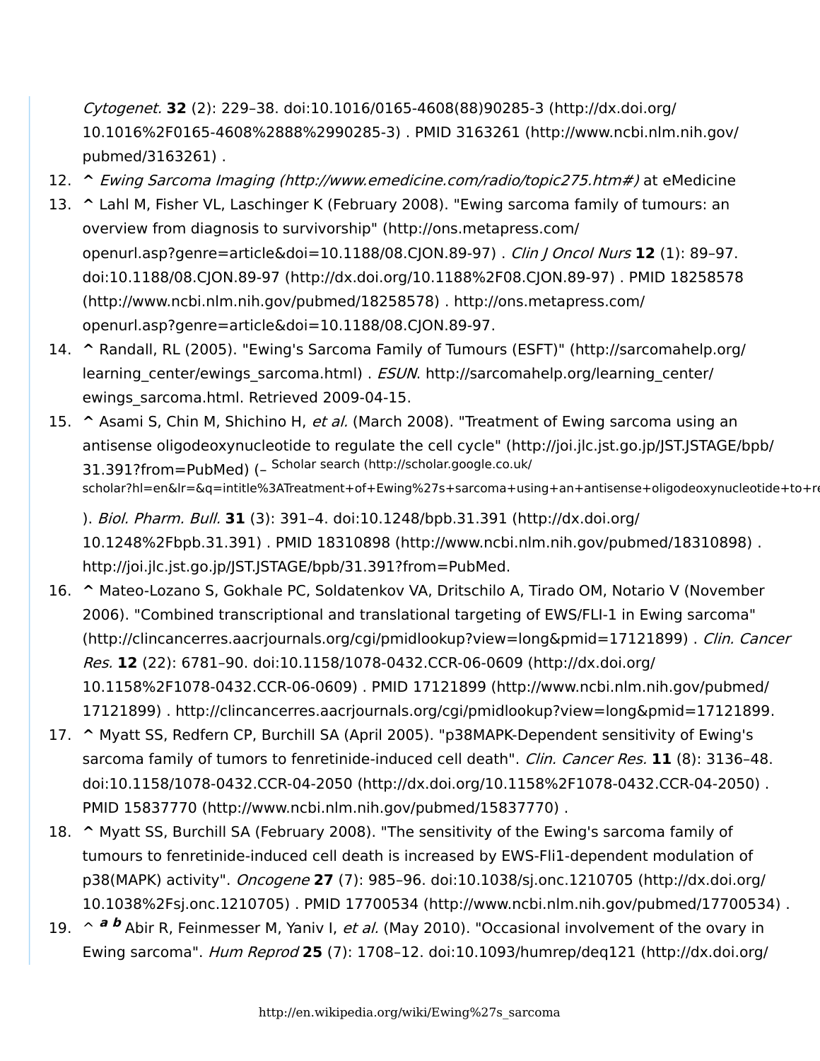*Cytogenet.* **32** (2): 229–38. doi:10.1016/0165-4608(88)90285-3 (http://dx.doi.org/10.1016%2F0165-4608%2888%2990285-3) . PMID 3163261 (http://www.ncbi.nlm.nih.gov/pubmed/3163261) .

12. **^** *Ewing Sarcoma Imaging (http://www.emedicine.com/radio/topic275.htm#)* at eMedicine
13. **^** Lahl M, Fisher VL, Laschinger K (February 2008). "Ewing sarcoma family of tumours: an overview from diagnosis to survivorship" (http://ons.metapress.com/openurl.asp?genre=article&doi=10.1188/08.CJON.89-97) . *Clin J Oncol Nurs* **12** (1): 89–97. doi:10.1188/08.CJON.89-97 (http://dx.doi.org/10.1188%2F08.CJON.89-97) . PMID 18258578 (http://www.ncbi.nlm.nih.gov/pubmed/18258578) . http://ons.metapress.com/openurl.asp?genre=article&doi=10.1188/08.CJON.89-97.
14. **^** Randall, RL (2005). "Ewing's Sarcoma Family of Tumours (ESFT)" (http://sarcomahelp.org/learning_center/ewings_sarcoma.html) . *ESUN*. http://sarcomahelp.org/learning_center/ewings_sarcoma.html. Retrieved 2009-04-15.
15. **^** Asami S, Chin M, Shichino H, *et al.* (March 2008). "Treatment of Ewing sarcoma using an antisense oligodeoxynucleotide to regulate the cell cycle" (http://joi.jlc.jst.go.jp/JST.JSTAGE/bpb/31.391?from=PubMed) (– Scholar search (http://scholar.google.co.uk/scholar?hl=en&lr=&q=intitle%3ATreatment+of+Ewing%27s+sarcoma+using+an+antisense+oligodeoxynucleotide+to+re ). *Biol. Pharm. Bull.* **31** (3): 391–4. doi:10.1248/bpb.31.391 (http://dx.doi.org/10.1248%2Fbpb.31.391) . PMID 18310898 (http://www.ncbi.nlm.nih.gov/pubmed/18310898) . http://joi.jlc.jst.go.jp/JST.JSTAGE/bpb/31.391?from=PubMed.
16. **^** Mateo-Lozano S, Gokhale PC, Soldatenkov VA, Dritschilo A, Tirado OM, Notario V (November 2006). "Combined transcriptional and translational targeting of EWS/FLI-1 in Ewing sarcoma" (http://clincancerres.aacrjournals.org/cgi/pmidlookup?view=long&pmid=17121899) . *Clin. Cancer Res.* **12** (22): 6781–90. doi:10.1158/1078-0432.CCR-06-0609 (http://dx.doi.org/10.1158%2F1078-0432.CCR-06-0609) . PMID 17121899 (http://www.ncbi.nlm.nih.gov/pubmed/17121899) . http://clincancerres.aacrjournals.org/cgi/pmidlookup?view=long&pmid=17121899.
17. **^** Myatt SS, Redfern CP, Burchill SA (April 2005). "p38MAPK-Dependent sensitivity of Ewing's sarcoma family of tumors to fenretinide-induced cell death". *Clin. Cancer Res.* **11** (8): 3136–48. doi:10.1158/1078-0432.CCR-04-2050 (http://dx.doi.org/10.1158%2F1078-0432.CCR-04-2050) . PMID 15837770 (http://www.ncbi.nlm.nih.gov/pubmed/15837770) .
18. **^** Myatt SS, Burchill SA (February 2008). "The sensitivity of the Ewing's sarcoma family of tumours to fenretinide-induced cell death is increased by EWS-Fli1-dependent modulation of p38(MAPK) activity". *Oncogene* **27** (7): 985–96. doi:10.1038/sj.onc.1210705 (http://dx.doi.org/10.1038%2Fsj.onc.1210705) . PMID 17700534 (http://www.ncbi.nlm.nih.gov/pubmed/17700534) .
19. ^ ***a*** ***b*** Abir R, Feinmesser M, Yaniv I, *et al.* (May 2010). "Occasional involvement of the ovary in Ewing sarcoma". *Hum Reprod* **25** (7): 1708–12. doi:10.1093/humrep/deq121 (http://dx.doi.org/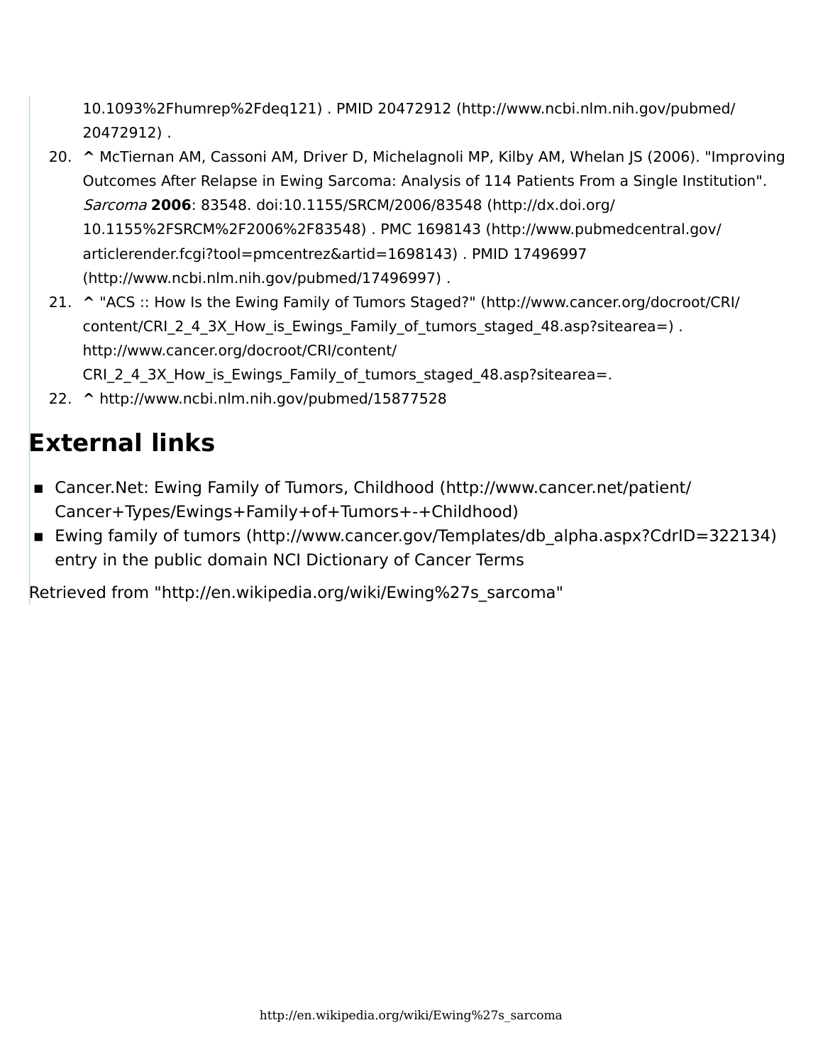10.1093%2Fhumrep%2Fdeq121) . PMID 20472912 (http://www.ncbi.nlm.nih.gov/pubmed/20472912) .

20. ^ McTiernan AM, Cassoni AM, Driver D, Michelagnoli MP, Kilby AM, Whelan JS (2006). "Improving Outcomes After Relapse in Ewing Sarcoma: Analysis of 114 Patients From a Single Institution". *Sarcoma* **2006**: 83548. doi:10.1155/SRCM/2006/83548 (http://dx.doi.org/10.1155%2FSRCM%2F2006%2F83548) . PMC 1698143 (http://www.pubmedcentral.gov/articlerender.fcgi?tool=pmcentrez&artid=1698143) . PMID 17496997 (http://www.ncbi.nlm.nih.gov/pubmed/17496997) .
21. ^ "ACS :: How Is the Ewing Family of Tumors Staged?" (http://www.cancer.org/docroot/CRI/content/CRI_2_4_3X_How_is_Ewings_Family_of_tumors_staged_48.asp?sitearea=) . http://www.cancer.org/docroot/CRI/content/CRI_2_4_3X_How_is_Ewings_Family_of_tumors_staged_48.asp?sitearea=.
22. ^ http://www.ncbi.nlm.nih.gov/pubmed/15877528

## External links

- Cancer.Net: Ewing Family of Tumors, Childhood (http://www.cancer.net/patient/Cancer+Types/Ewings+Family+of+Tumors+-+Childhood)
- Ewing family of tumors (http://www.cancer.gov/Templates/db_alpha.aspx?CdrID=322134) entry in the public domain NCI Dictionary of Cancer Terms

Retrieved from "http://en.wikipedia.org/wiki/Ewing%27s_sarcoma"